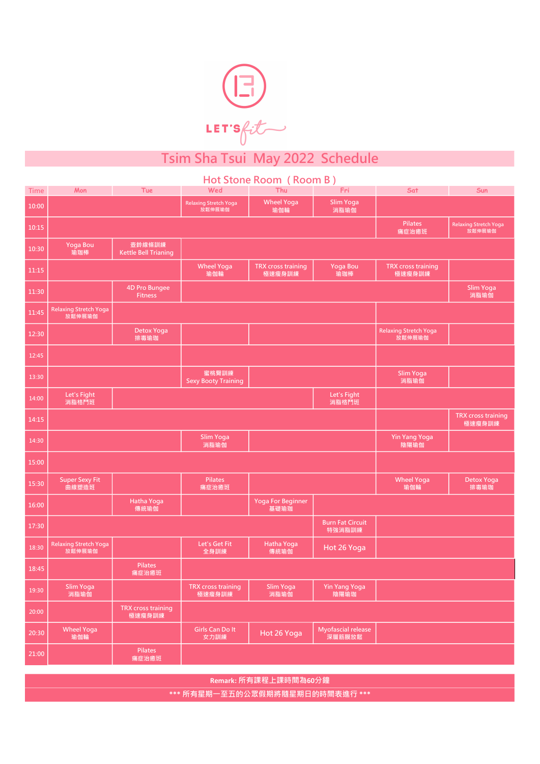LET'S fit

# Tsim Sha Tsui May 2022 Schedule

## Hot Stone Room（Room B）

| Time | Mon | Tue | Wed | Thu | Fri | Sat | Sun |
|---|---|---|---|---|---|---|---|
| 10:00 | | | Relaxing Stretch Yoga 放鬆伸展瑜伽 | Wheel Yoga 瑜伽輪 | Slim Yoga 消脂瑜伽 | | |
| 10:15 | | | | | | Pilates 痛症治癒班 | Relaxing Stretch Yoga 放鬆伸展瑜伽 |
| 10:30 | Yoga Bou 瑜珈棒 | 壺鈴線條訓練 Kettle Bell Trianing | | | | | |
| 11:15 | | | Wheel Yoga 瑜伽輪 | TRX cross training 極速瘦身訓練 | Yoga Bou 瑜珈棒 | TRX cross training 極速瘦身訓練 | |
| 11:30 | | 4D Pro Bungee Fitness | | | | | Slim Yoga 消脂瑜伽 |
| 11:45 | Relaxing Stretch Yoga 放鬆伸展瑜伽 | | | | | | |
| 12:30 | | Detox Yoga 排毒瑜珈 | | | | Relaxing Stretch Yoga 放鬆伸展瑜伽 | |
| 12:45 | | | | | | | |
| 13:30 | | | 蜜桃臀訓練 Sexy Booty Training | | | Slim Yoga 消脂瑜伽 | |
| 14:00 | Let's Fight 消脂格鬥班 | | | | Let's Fight 消脂格鬥班 | | |
| 14:15 | | | | | | | TRX cross training 極速瘦身訓練 |
| 14:30 | | | Slim Yoga 消脂瑜伽 | | | Yin Yang Yoga 陰陽瑜伽 | |
| 15:00 | | | | | | | |
| 15:30 | Super Sexy Fit 曲線塑造班 | | Pilates 痛症治癒班 | | | Wheel Yoga 瑜伽輪 | Detox Yoga 排毒瑜珈 |
| 16:00 | | Hatha Yoga 傳統瑜伽 | | Yoga For Beginner 基礎瑜珈 | | | |
| 17:30 | | | | | Burn Fat Circuit 特強消脂訓練 | | |
| 18:30 | Relaxing Stretch Yoga 放鬆伸展瑜伽 | | Let's Get Fit 全身訓練 | Hatha Yoga 傳統瑜伽 | Hot 26 Yoga | | |
| 18:45 | | Pilates 痛症治癒班 | | | | | |
| 19:30 | Slim Yoga 消脂瑜伽 | | TRX cross training 極速瘦身訓練 | Slim Yoga 消脂瑜伽 | Yin Yang Yoga 陰陽瑜伽 | | |
| 20:00 | | TRX cross training 極速瘦身訓練 | | | | | |
| 20:30 | Wheel Yoga 瑜伽輪 | | Girls Can Do It 女力訓練 | Hot 26 Yoga | Myofascial release 深層筋膜放鬆 | | |
| 21:00 | | Pilates 痛症治癒班 | | | | | |

**Remark: 所有課程上課時間為60分鐘**

**\*\*\* 所有星期一至五的公眾假期將隨星期日的時間表進行 \*\*\***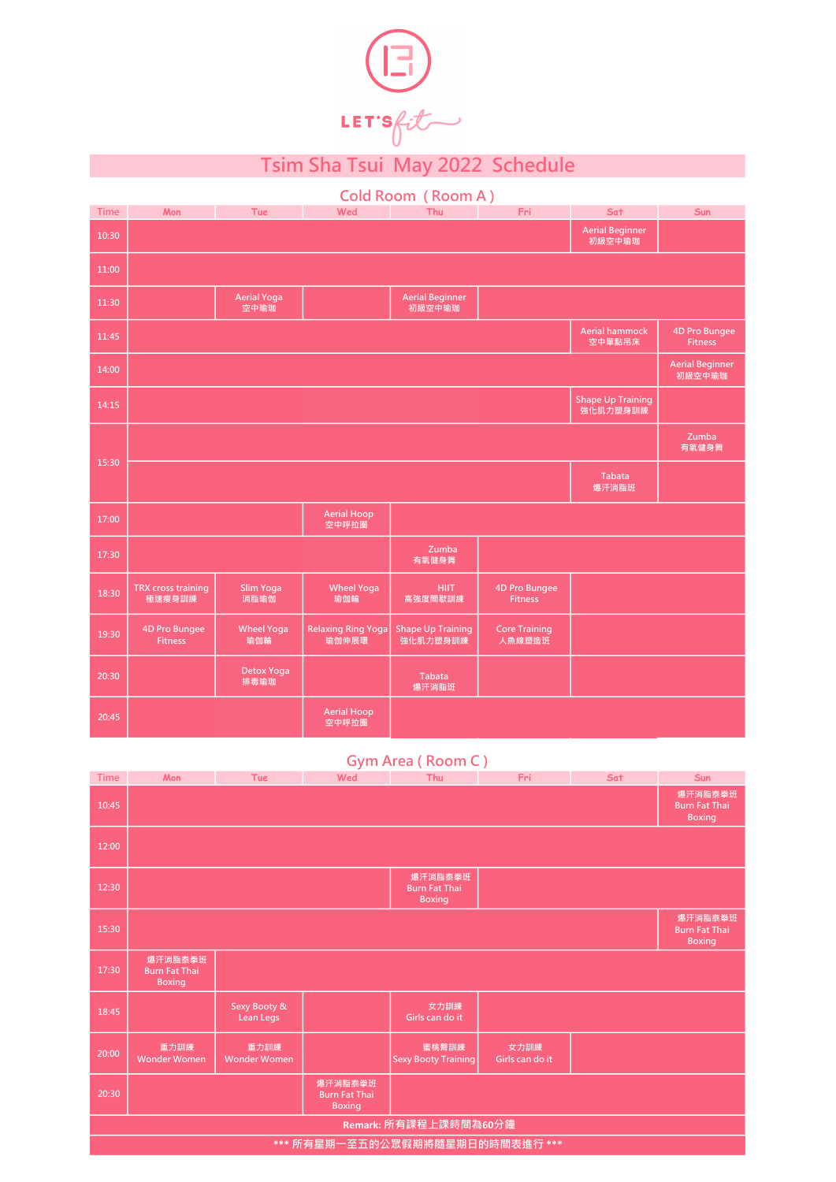LET'S fit

# Tsim Sha Tsui May 2022 Schedule

## Cold Room ( Room A )

| Time | Mon | Tue | Wed | Thu | Fri | Sat | Sun |
|---|---|---|---|---|---|---|---|
| 10:30 | | | | | | Aerial Beginner 初級空中瑜珈 | |
| 11:00 | | | | | | | |
| 11:30 | | Aerial Yoga 空中瑜珈 | | Aerial Beginner 初級空中瑜珈 | | | |
| 11:45 | | | | | | Aerial hammock 空中單點吊床 | 4D Pro Bungee Fitness |
| 14:00 | | | | | | | Aerial Beginner 初級空中瑜珈 |
| 14:15 | | | | | | Shape Up Training 強化肌力塑身訓練 | |
| 15:30 | | | | | | | Zumba 有氧健身舞 |
| 15:30 | | | | | | Tabata 爆汗消脂班 | |
| 17:00 | | | Aerial Hoop 空中呼拉圈 | | | | |
| 17:30 | | | | Zumba 有氧健身舞 | | | |
| 18:30 | TRX cross training 極速瘦身訓練 | Slim Yoga 消脂瑜伽 | Wheel Yoga 瑜伽輪 | HIIT 高強度間歇訓練 | 4D Pro Bungee Fitness | | |
| 19:30 | 4D Pro Bungee Fitness | Wheel Yoga 瑜伽輪 | Relaxing Ring Yoga 瑜伽伸展環 | Shape Up Training 強化肌力塑身訓練 | Core Training 人魚線塑造班 | | |
| 20:30 | | Detox Yoga 排毒瑜珈 | | Tabata 爆汗消脂班 | | | |
| 20:45 | | | Aerial Hoop 空中呼拉圈 | | | | |

## Gym Area ( Room C )

| Time | Mon | Tue | Wed | Thu | Fri | Sat | Sun |
|---|---|---|---|---|---|---|---|
| 10:45 | | | | | | | 爆汗消脂泰拳班 Burn Fat Thai Boxing |
| 12:00 | | | | | | | |
| 12:30 | | | | 爆汗消脂泰拳班 Burn Fat Thai Boxing | | | |
| 15:30 | | | | | | | 爆汗消脂泰拳班 Burn Fat Thai Boxing |
| 17:30 | 爆汗消脂泰拳班 Burn Fat Thai Boxing | | | | | | |
| 18:45 | | Sexy Booty & Lean Legs | | 女力訓練 Girls can do it | | | |
| 20:00 | 重力訓練 Wonder Women | 重力訓練 Wonder Women | | 蜜桃臀訓練 Sexy Booty Training | 女力訓練 Girls can do it | | |
| 20:30 | | | 爆汗消脂泰拳班 Burn Fat Thai Boxing | | | | |

**Remark:** 所有課程上課時間為60分鐘

*** 所有星期一至五的公眾假期將隨星期日的時間表進行 ***